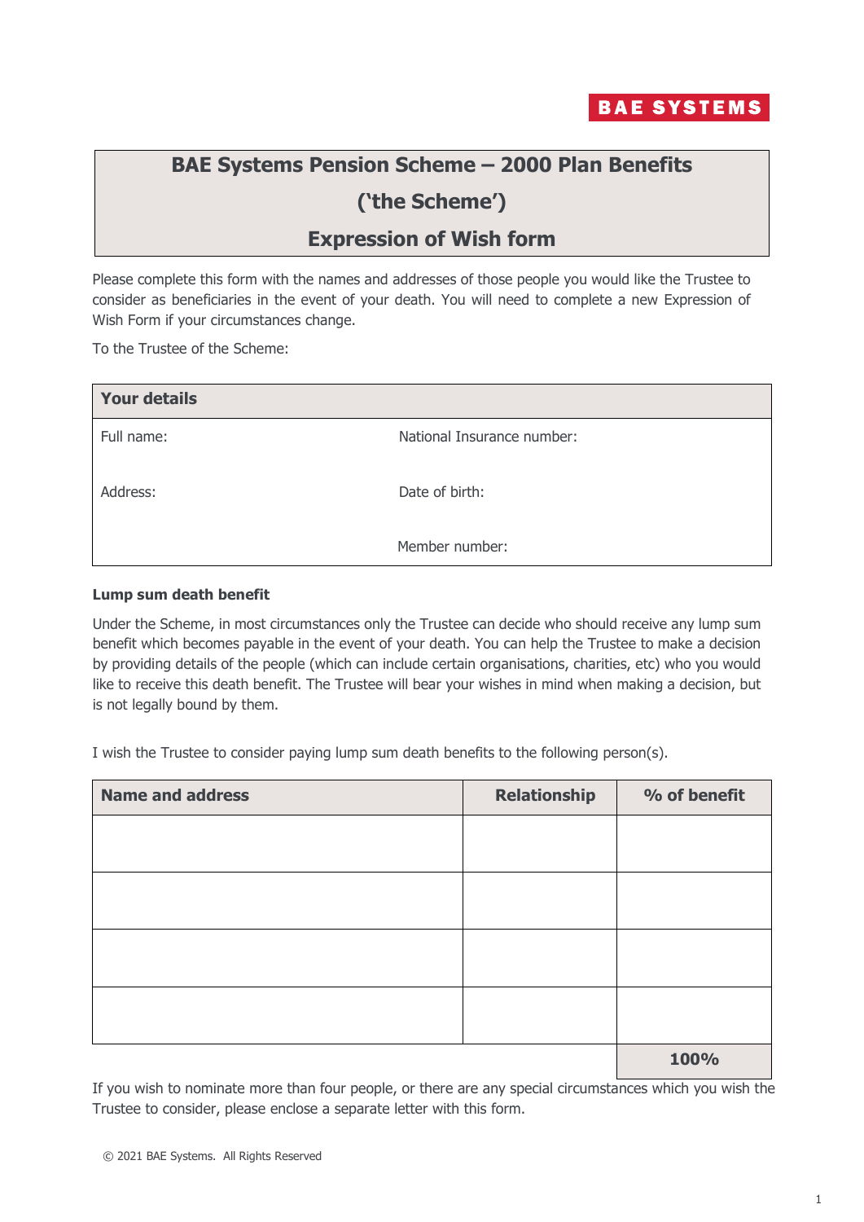BAE SYSTEMS

# BAE Systems Pension Scheme – 2000 Plan Benefits

# ('the Scheme')

# Expression of Wish form

Please complete this form with the names and addresses of those people you would like the Trustee to consider as beneficiaries in the event of your death. You will need to complete a new Expression of Wish Form if your circumstances change.

To the Trustee of the Scheme:

| **Your details** | |
|---|---|
| Full name: | National Insurance number: |
| Address: | Date of birth: |
| | Member number: |

**Lump sum death benefit**

Under the Scheme, in most circumstances only the Trustee can decide who should receive any lump sum benefit which becomes payable in the event of your death. You can help the Trustee to make a decision by providing details of the people (which can include certain organisations, charities, etc) who you would like to receive this death benefit. The Trustee will bear your wishes in mind when making a decision, but is not legally bound by them.

I wish the Trustee to consider paying lump sum death benefits to the following person(s).

| Name and address | Relationship | % of benefit |
|---|---|---|
| | | |
| | | |
| | | |
| | | |
| | | **100%** |

If you wish to nominate more than four people, or there are any special circumstances which you wish the Trustee to consider, please enclose a separate letter with this form.

© 2021 BAE Systems. All Rights Reserved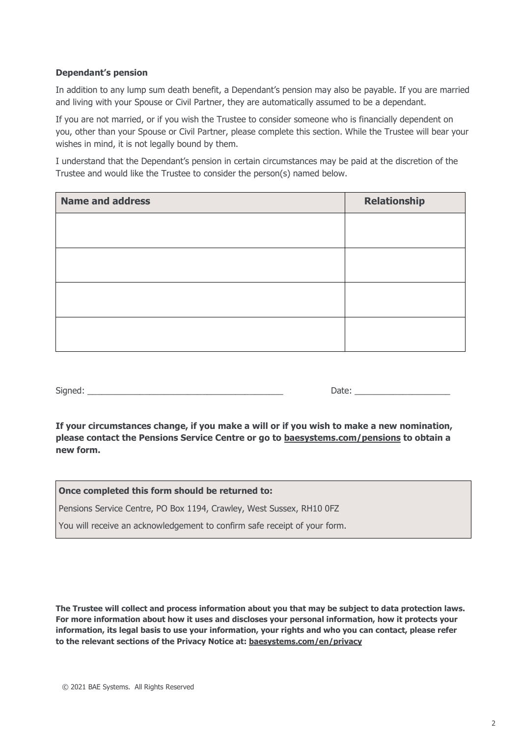**Dependant's pension**

In addition to any lump sum death benefit, a Dependant's pension may also be payable. If you are married and living with your Spouse or Civil Partner, they are automatically assumed to be a dependant.

If you are not married, or if you wish the Trustee to consider someone who is financially dependent on you, other than your Spouse or Civil Partner, please complete this section. While the Trustee will bear your wishes in mind, it is not legally bound by them.

I understand that the Dependant's pension in certain circumstances may be paid at the discretion of the Trustee and would like the Trustee to consider the person(s) named below.

| Name and address | Relationship |
| --- | --- |
| | |
| | |
| | |
| | |

Signed: ________________________________________ Date: ____________________

**If your circumstances change, if you make a will or if you wish to make a new nomination, please contact the Pensions Service Centre or go to baesystems.com/pensions to obtain a new form.**

**Once completed this form should be returned to:**

Pensions Service Centre, PO Box 1194, Crawley, West Sussex, RH10 0FZ

You will receive an acknowledgement to confirm safe receipt of your form.

**The Trustee will collect and process information about you that may be subject to data protection laws. For more information about how it uses and discloses your personal information, how it protects your information, its legal basis to use your information, your rights and who you can contact, please refer to the relevant sections of the Privacy Notice at: baesystems.com/en/privacy**

© 2021 BAE Systems. All Rights Reserved